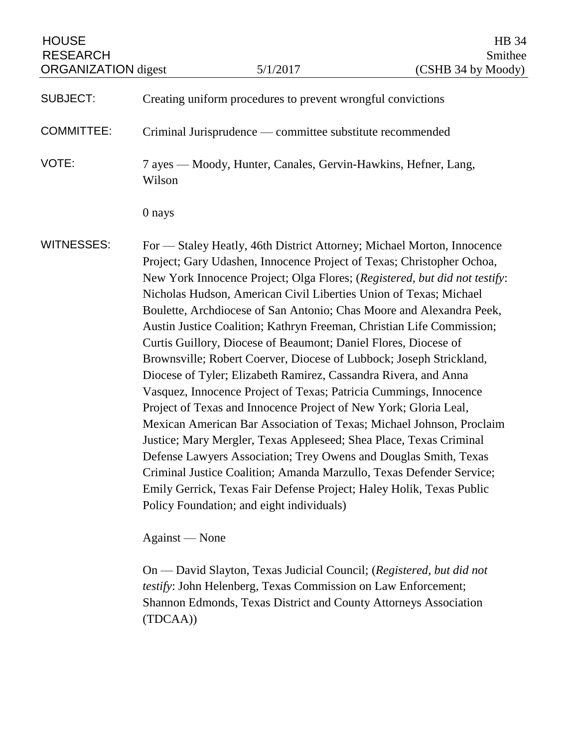HOUSE RESEARCH ORGANIZATION digest | 5/1/2017 | HB 34 Smithee (CSHB 34 by Moody)

**SUBJECT:** Creating uniform procedures to prevent wrongful convictions

**COMMITTEE:** Criminal Jurisprudence — committee substitute recommended

**VOTE:** 7 ayes — Moody, Hunter, Canales, Gervin-Hawkins, Hefner, Lang, Wilson

0 nays

**WITNESSES:** For — Staley Heatly, 46th District Attorney; Michael Morton, Innocence Project; Gary Udashen, Innocence Project of Texas; Christopher Ochoa, New York Innocence Project; Olga Flores; (*Registered, but did not testify*: Nicholas Hudson, American Civil Liberties Union of Texas; Michael Boulette, Archdiocese of San Antonio; Chas Moore and Alexandra Peek, Austin Justice Coalition; Kathryn Freeman, Christian Life Commission; Curtis Guillory, Diocese of Beaumont; Daniel Flores, Diocese of Brownsville; Robert Coerver, Diocese of Lubbock; Joseph Strickland, Diocese of Tyler; Elizabeth Ramirez, Cassandra Rivera, and Anna Vasquez, Innocence Project of Texas; Patricia Cummings, Innocence Project of Texas and Innocence Project of New York; Gloria Leal, Mexican American Bar Association of Texas; Michael Johnson, Proclaim Justice; Mary Mergler, Texas Appleseed; Shea Place, Texas Criminal Defense Lawyers Association; Trey Owens and Douglas Smith, Texas Criminal Justice Coalition; Amanda Marzullo, Texas Defender Service; Emily Gerrick, Texas Fair Defense Project; Haley Holik, Texas Public Policy Foundation; and eight individuals)

Against — None

On — David Slayton, Texas Judicial Council; (*Registered, but did not testify*: John Helenberg, Texas Commission on Law Enforcement; Shannon Edmonds, Texas District and County Attorneys Association (TDCAA))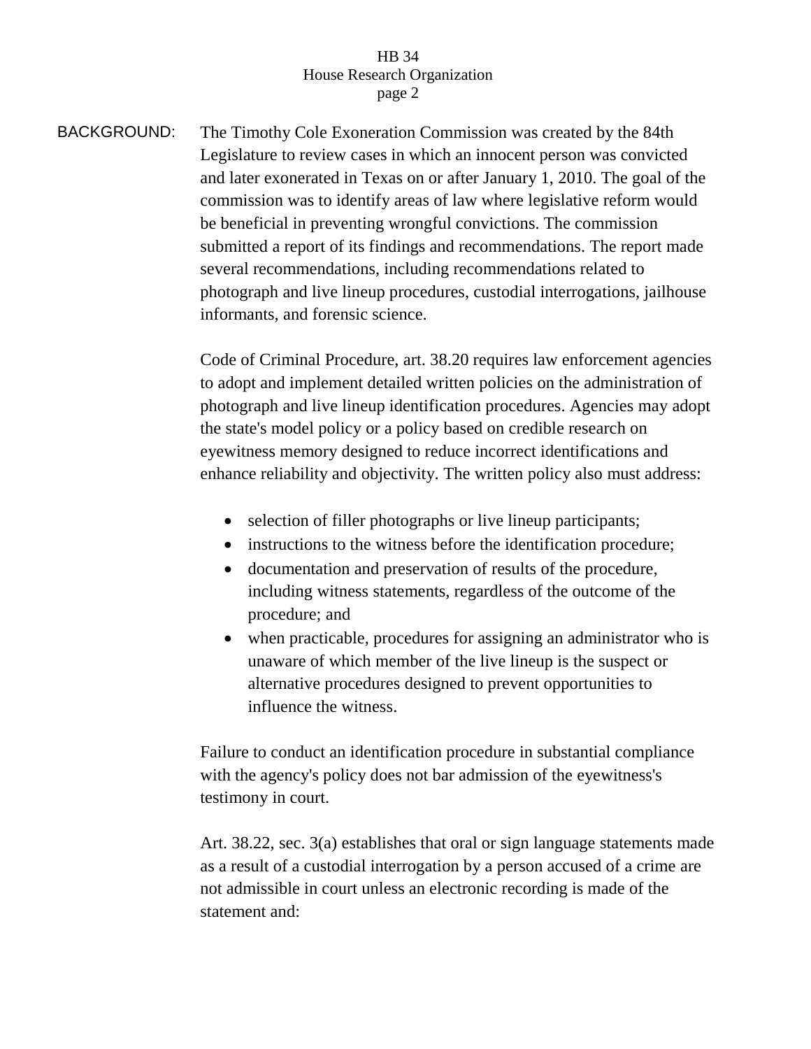**BACKGROUND:**

The Timothy Cole Exoneration Commission was created by the 84th Legislature to review cases in which an innocent person was convicted and later exonerated in Texas on or after January 1, 2010. The goal of the commission was to identify areas of law where legislative reform would be beneficial in preventing wrongful convictions. The commission submitted a report of its findings and recommendations. The report made several recommendations, including recommendations related to photograph and live lineup procedures, custodial interrogations, jailhouse informants, and forensic science.

Code of Criminal Procedure, art. 38.20 requires law enforcement agencies to adopt and implement detailed written policies on the administration of photograph and live lineup identification procedures. Agencies may adopt the state's model policy or a policy based on credible research on eyewitness memory designed to reduce incorrect identifications and enhance reliability and objectivity. The written policy also must address:

- selection of filler photographs or live lineup participants;
- instructions to the witness before the identification procedure;
- documentation and preservation of results of the procedure, including witness statements, regardless of the outcome of the procedure; and
- when practicable, procedures for assigning an administrator who is unaware of which member of the live lineup is the suspect or alternative procedures designed to prevent opportunities to influence the witness.

Failure to conduct an identification procedure in substantial compliance with the agency's policy does not bar admission of the eyewitness's testimony in court.

Art. 38.22, sec. 3(a) establishes that oral or sign language statements made as a result of a custodial interrogation by a person accused of a crime are not admissible in court unless an electronic recording is made of the statement and: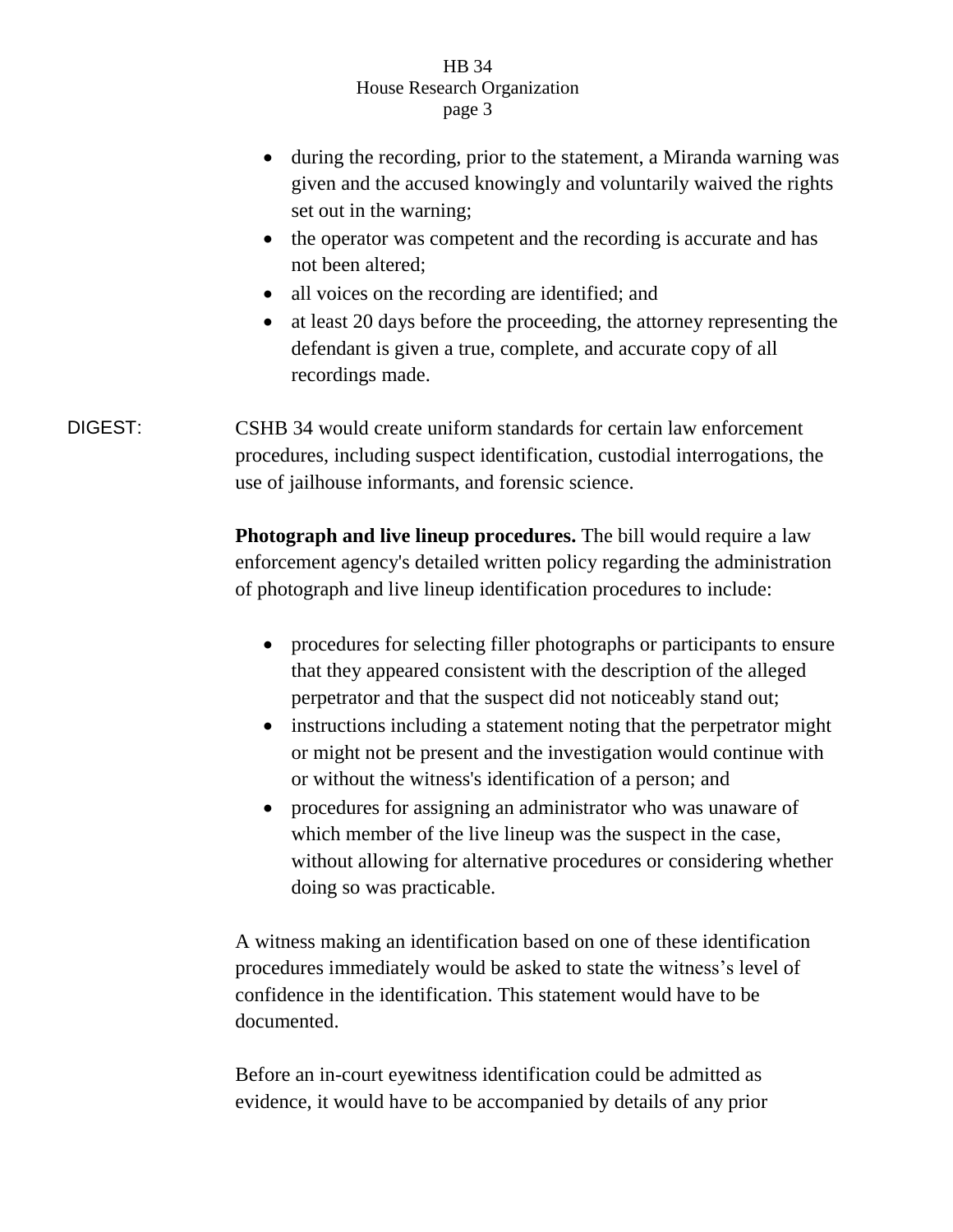- during the recording, prior to the statement, a Miranda warning was given and the accused knowingly and voluntarily waived the rights set out in the warning;
- the operator was competent and the recording is accurate and has not been altered;
- all voices on the recording are identified; and
- at least 20 days before the proceeding, the attorney representing the defendant is given a true, complete, and accurate copy of all recordings made.

DIGEST: CSHB 34 would create uniform standards for certain law enforcement procedures, including suspect identification, custodial interrogations, the use of jailhouse informants, and forensic science.

**Photograph and live lineup procedures.** The bill would require a law enforcement agency's detailed written policy regarding the administration of photograph and live lineup identification procedures to include:

- procedures for selecting filler photographs or participants to ensure that they appeared consistent with the description of the alleged perpetrator and that the suspect did not noticeably stand out;
- instructions including a statement noting that the perpetrator might or might not be present and the investigation would continue with or without the witness's identification of a person; and
- procedures for assigning an administrator who was unaware of which member of the live lineup was the suspect in the case, without allowing for alternative procedures or considering whether doing so was practicable.

A witness making an identification based on one of these identification procedures immediately would be asked to state the witness's level of confidence in the identification. This statement would have to be documented.

Before an in-court eyewitness identification could be admitted as evidence, it would have to be accompanied by details of any prior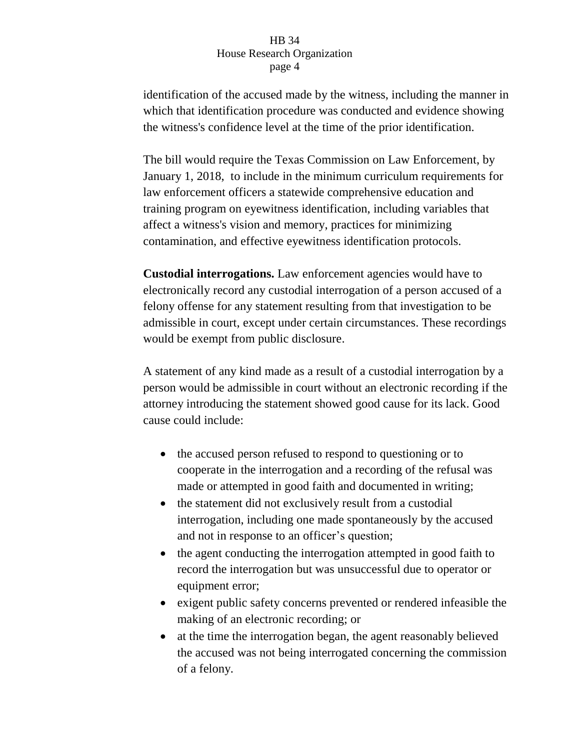identification of the accused made by the witness, including the manner in which that identification procedure was conducted and evidence showing the witness's confidence level at the time of the prior identification.

The bill would require the Texas Commission on Law Enforcement, by January 1, 2018, to include in the minimum curriculum requirements for law enforcement officers a statewide comprehensive education and training program on eyewitness identification, including variables that affect a witness's vision and memory, practices for minimizing contamination, and effective eyewitness identification protocols.

**Custodial interrogations.** Law enforcement agencies would have to electronically record any custodial interrogation of a person accused of a felony offense for any statement resulting from that investigation to be admissible in court, except under certain circumstances. These recordings would be exempt from public disclosure.

A statement of any kind made as a result of a custodial interrogation by a person would be admissible in court without an electronic recording if the attorney introducing the statement showed good cause for its lack. Good cause could include:

- the accused person refused to respond to questioning or to cooperate in the interrogation and a recording of the refusal was made or attempted in good faith and documented in writing;
- the statement did not exclusively result from a custodial interrogation, including one made spontaneously by the accused and not in response to an officer's question;
- the agent conducting the interrogation attempted in good faith to record the interrogation but was unsuccessful due to operator or equipment error;
- exigent public safety concerns prevented or rendered infeasible the making of an electronic recording; or
- at the time the interrogation began, the agent reasonably believed the accused was not being interrogated concerning the commission of a felony.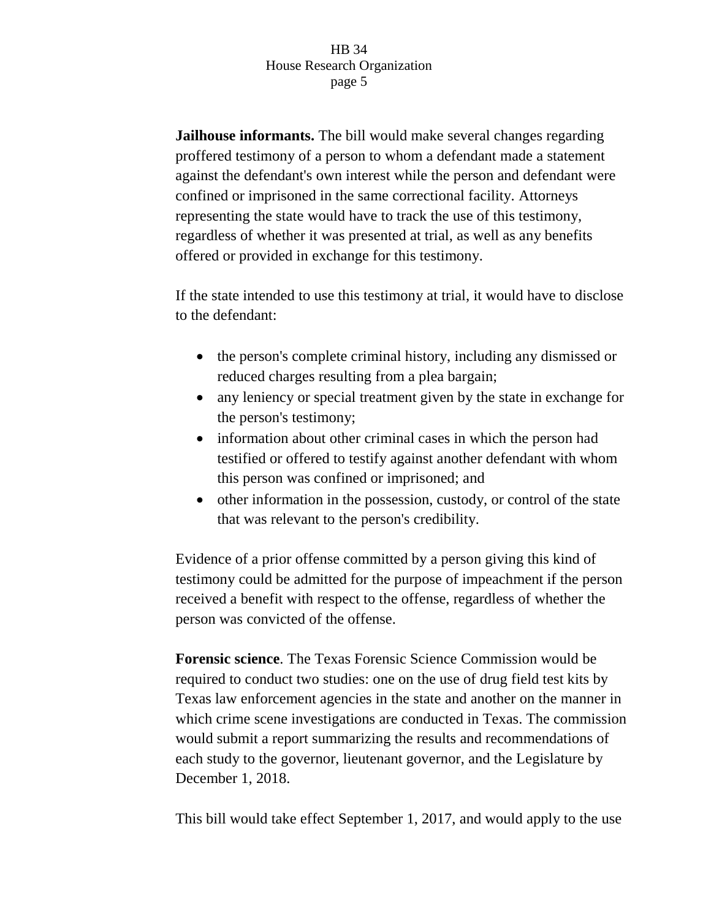**Jailhouse informants.** The bill would make several changes regarding proffered testimony of a person to whom a defendant made a statement against the defendant's own interest while the person and defendant were confined or imprisoned in the same correctional facility. Attorneys representing the state would have to track the use of this testimony, regardless of whether it was presented at trial, as well as any benefits offered or provided in exchange for this testimony.

If the state intended to use this testimony at trial, it would have to disclose to the defendant:

- the person's complete criminal history, including any dismissed or reduced charges resulting from a plea bargain;
- any leniency or special treatment given by the state in exchange for the person's testimony;
- information about other criminal cases in which the person had testified or offered to testify against another defendant with whom this person was confined or imprisoned; and
- other information in the possession, custody, or control of the state that was relevant to the person's credibility.

Evidence of a prior offense committed by a person giving this kind of testimony could be admitted for the purpose of impeachment if the person received a benefit with respect to the offense, regardless of whether the person was convicted of the offense.

**Forensic science**. The Texas Forensic Science Commission would be required to conduct two studies: one on the use of drug field test kits by Texas law enforcement agencies in the state and another on the manner in which crime scene investigations are conducted in Texas. The commission would submit a report summarizing the results and recommendations of each study to the governor, lieutenant governor, and the Legislature by December 1, 2018.

This bill would take effect September 1, 2017, and would apply to the use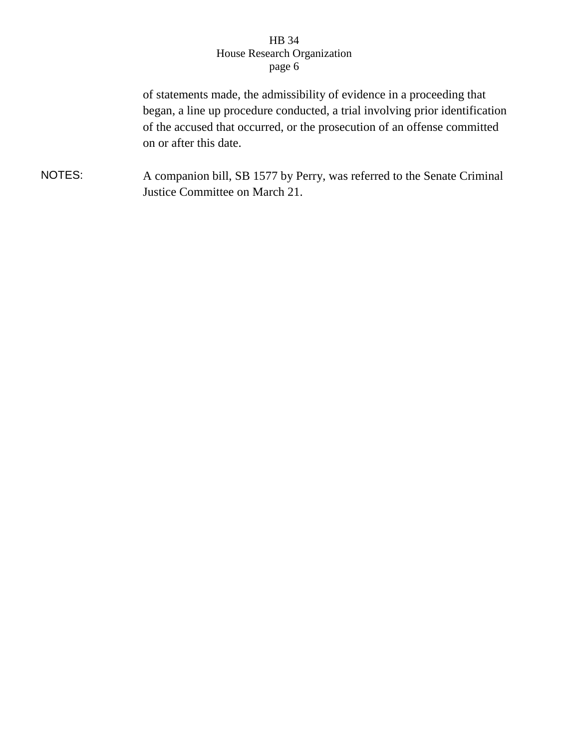of statements made, the admissibility of evidence in a proceeding that began, a line up procedure conducted, a trial involving prior identification of the accused that occurred, or the prosecution of an offense committed on or after this date.

NOTES: A companion bill, SB 1577 by Perry, was referred to the Senate Criminal Justice Committee on March 21.